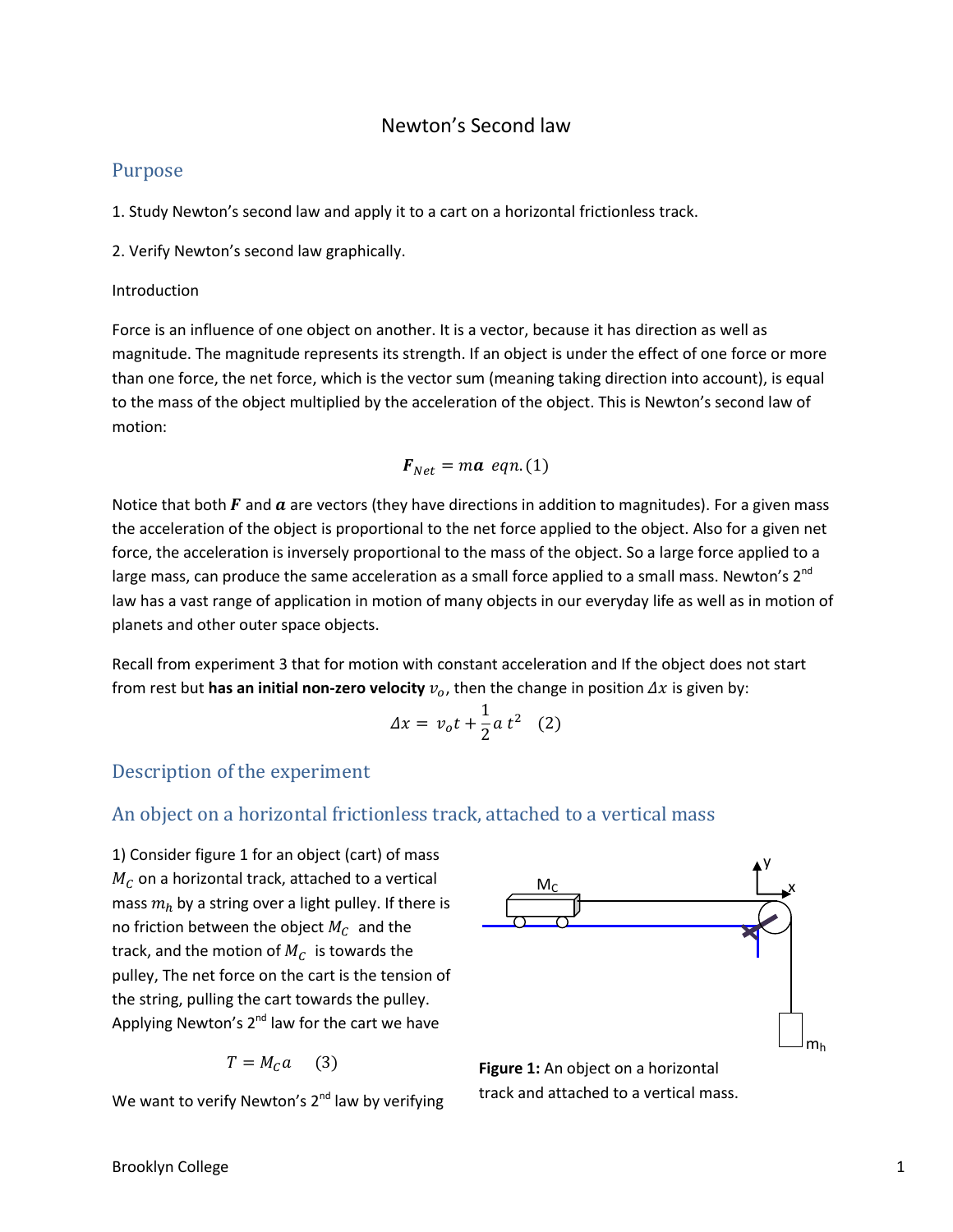# Newton's Second law

## Purpose

1. Study Newton's second law and apply it to a cart on a horizontal frictionless track.

2. Verify Newton's second law graphically.

Introduction

Force is an influence of one object on another. It is a vector, because it has direction as well as magnitude. The magnitude represents its strength. If an object is under the effect of one force or more than one force, the net force, which is the vector sum (meaning taking direction into account), is equal to the mass of the object multiplied by the acceleration of the object. This is Newton's second law of motion:

$$\boldsymbol{F}_{Net} = m\boldsymbol{a} \;\; eqn.(1)$$

Notice that both $\boldsymbol{F}$ and $\boldsymbol{a}$ are vectors (they have directions in addition to magnitudes). For a given mass the acceleration of the object is proportional to the net force applied to the object. Also for a given net force, the acceleration is inversely proportional to the mass of the object. So a large force applied to a large mass, can produce the same acceleration as a small force applied to a small mass. Newton's 2nd law has a vast range of application in motion of many objects in our everyday life as well as in motion of planets and other outer space objects.

Recall from experiment 3 that for motion with constant acceleration and If the object does not start from rest but **has an initial non-zero velocity** $v_o$, then the change in position $\Delta x$ is given by:

$$\Delta x = v_o t + \frac{1}{2} a\, t^2 \quad (2)$$

## Description of the experiment

## An object on a horizontal frictionless track, attached to a vertical mass

1) Consider figure 1 for an object (cart) of mass $M_C$ on a horizontal track, attached to a vertical mass $m_h$ by a string over a light pulley. If there is no friction between the object $M_C$ and the track, and the motion of $M_C$ is towards the pulley, The net force on the cart is the tension of the string, pulling the cart towards the pulley. Applying Newton's 2nd law for the cart we have

$$T = M_C a \quad (3)$$

**Figure 1:** An object on a horizontal track and attached to a vertical mass.

We want to verify Newton's 2nd law by verifying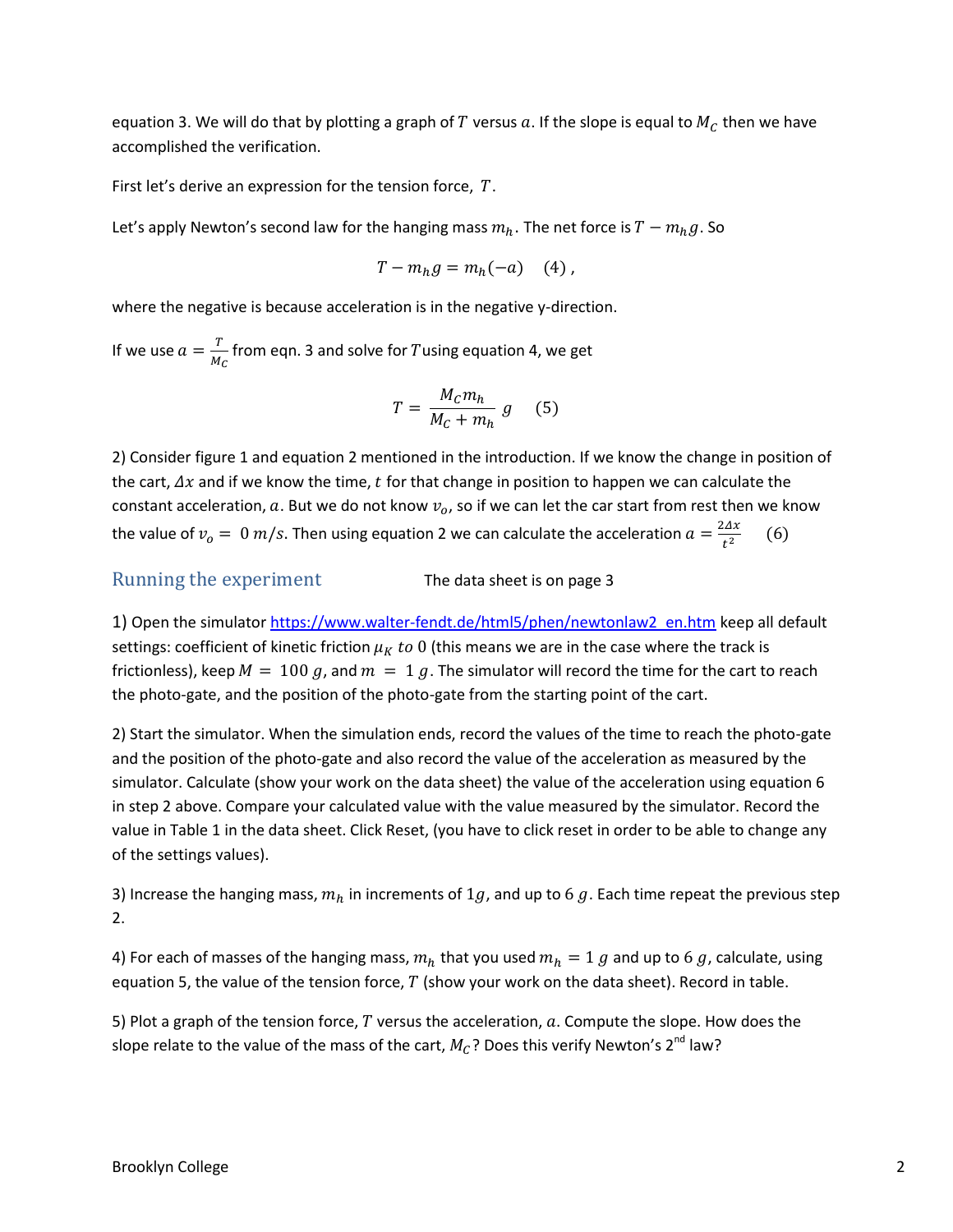equation 3. We will do that by plotting a graph of $T$ versus $a$. If the slope is equal to $M_C$ then we have accomplished the verification.

First let's derive an expression for the tension force, $T$.

Let's apply Newton's second law for the hanging mass $m_h$. The net force is $T - m_h g$. So

$$T - m_h g = m_h(-a) \quad (4),$$

where the negative is because acceleration is in the negative y-direction.

If we use $a = \frac{T}{M_C}$ from eqn. 3 and solve for $T$ using equation 4, we get

$$T = \frac{M_C m_h}{M_C + m_h} g \quad (5)$$

2) Consider figure 1 and equation 2 mentioned in the introduction. If we know the change in position of the cart, $\Delta x$ and if we know the time, $t$ for that change in position to happen we can calculate the constant acceleration, $a$. But we do not know $v_o$, so if we can let the car start from rest then we know the value of $v_o = 0\ m/s$. Then using equation 2 we can calculate the acceleration $a = \frac{2\Delta x}{t^2}$ (6)

## Running the experiment

The data sheet is on page 3

1) Open the simulator https://www.walter-fendt.de/html5/phen/newtonlaw2_en.htm keep all default settings: coefficient of kinetic friction $\mu_K$ *to* 0 (this means we are in the case where the track is frictionless), keep $M = 100\ g$, and $m = 1\ g$. The simulator will record the time for the cart to reach the photo-gate, and the position of the photo-gate from the starting point of the cart.

2) Start the simulator. When the simulation ends, record the values of the time to reach the photo-gate and the position of the photo-gate and also record the value of the acceleration as measured by the simulator. Calculate (show your work on the data sheet) the value of the acceleration using equation 6 in step 2 above. Compare your calculated value with the value measured by the simulator. Record the value in Table 1 in the data sheet. Click Reset, (you have to click reset in order to be able to change any of the settings values).

3) Increase the hanging mass, $m_h$ in increments of $1g$, and up to $6\ g$. Each time repeat the previous step 2.

4) For each of masses of the hanging mass, $m_h$ that you used $m_h = 1\ g$ and up to $6\ g$, calculate, using equation 5, the value of the tension force, $T$ (show your work on the data sheet). Record in table.

5) Plot a graph of the tension force, $T$ versus the acceleration, $a$. Compute the slope. How does the slope relate to the value of the mass of the cart, $M_C$? Does this verify Newton's 2nd law?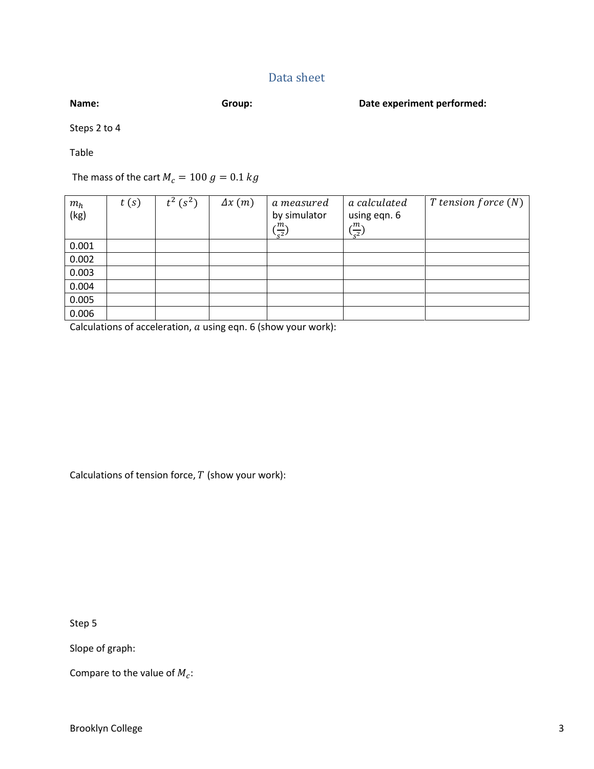## Data sheet

**Name:** **Group:** **Date experiment performed:**

Steps 2 to 4

Table

The mass of the cart $M_c = 100\ g = 0.1\ kg$

| $m_h$ (kg) | $t\ (s)$ | $t^2\ (s^2)$ | $\Delta x\ (m)$ | $a\ measured$ by simulator $(\frac{m}{s^2})$ | $a\ calculated$ using eqn. 6 $(\frac{m}{s^2})$ | $T\ tension\ force\ (N)$ |
|---|---|---|---|---|---|---|
| 0.001 | | | | | | |
| 0.002 | | | | | | |
| 0.003 | | | | | | |
| 0.004 | | | | | | |
| 0.005 | | | | | | |
| 0.006 | | | | | | |

Calculations of acceleration, $a$ using eqn. 6 (show your work):

Calculations of tension force, $T$ (show your work):

Step 5

Slope of graph:

Compare to the value of $M_c$: